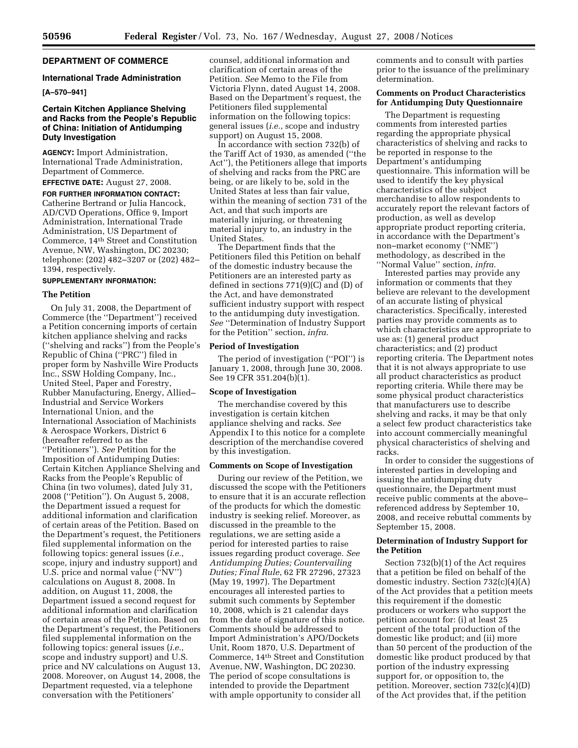## DEPARTMENT OF COMMERCE

### International Trade Administration

**[A–570–941]**

### Certain Kitchen Appliance Shelving and Racks from the People's Republic of China: Initiation of Antidumping Duty Investigation

**AGENCY:** Import Administration, International Trade Administration, Department of Commerce.

**EFFECTIVE DATE:** August 27, 2008.

**FOR FURTHER INFORMATION CONTACT:** Catherine Bertrand or Julia Hancock, AD/CVD Operations, Office 9, Import Administration, International Trade Administration, US Department of Commerce, 14th Street and Constitution Avenue, NW, Washington, DC 20230; telephone: (202) 482–3207 or (202) 482–1394, respectively.

**SUPPLEMENTARY INFORMATION:**

#### The Petition

On July 31, 2008, the Department of Commerce (the "Department") received a Petition concerning imports of certain kitchen appliance shelving and racks ("shelving and racks") from the People's Republic of China ("PRC") filed in proper form by Nashville Wire Products Inc., SSW Holding Company, Inc., United Steel, Paper and Forestry, Rubber Manufacturing, Energy, Allied–Industrial and Service Workers International Union, and the International Association of Machinists & Aerospace Workers, District 6 (hereafter referred to as the "Petitioners"). *See* Petition for the Imposition of Antidumping Duties: Certain Kitchen Appliance Shelving and Racks from the People's Republic of China (in two volumes), dated July 31, 2008 ("Petition"). On August 5, 2008, the Department issued a request for additional information and clarification of certain areas of the Petition. Based on the Department's request, the Petitioners filed supplemental information on the following topics: general issues (*i.e.*, scope, injury and industry support) and U.S. price and normal value ("NV") calculations on August 8, 2008. In addition, on August 11, 2008, the Department issued a second request for additional information and clarification of certain areas of the Petition. Based on the Department's request, the Petitioners filed supplemental information on the following topics: general issues (*i.e.*, scope and industry support) and U.S. price and NV calculations on August 13, 2008. Moreover, on August 14, 2008, the Department requested, via a telephone conversation with the Petitioners' counsel, additional information and clarification of certain areas of the Petition. *See* Memo to the File from Victoria Flynn, dated August 14, 2008. Based on the Department's request, the Petitioners filed supplemental information on the following topics: general issues (*i.e.*, scope and industry support) on August 15, 2008.

In accordance with section 732(b) of the Tariff Act of 1930, as amended ("the Act"), the Petitioners allege that imports of shelving and racks from the PRC are being, or are likely to be, sold in the United States at less than fair value, within the meaning of section 731 of the Act, and that such imports are materially injuring, or threatening material injury to, an industry in the United States.

The Department finds that the Petitioners filed this Petition on behalf of the domestic industry because the Petitioners are an interested party as defined in sections 771(9)(C) and (D) of the Act, and have demonstrated sufficient industry support with respect to the antidumping duty investigation. *See* "Determination of Industry Support for the Petition" section, *infra*.

#### Period of Investigation

The period of investigation ("POI") is January 1, 2008, through June 30, 2008. See 19 CFR 351.204(b)(1).

#### Scope of Investigation

The merchandise covered by this investigation is certain kitchen appliance shelving and racks. *See* Appendix I to this notice for a complete description of the merchandise covered by this investigation.

#### Comments on Scope of Investigation

During our review of the Petition, we discussed the scope with the Petitioners to ensure that it is an accurate reflection of the products for which the domestic industry is seeking relief. Moreover, as discussed in the preamble to the regulations, we are setting aside a period for interested parties to raise issues regarding product coverage. *See Antidumping Duties; Countervailing Duties; Final Rule*, 62 FR 27296, 27323 (May 19, 1997). The Department encourages all interested parties to submit such comments by September 10, 2008, which is 21 calendar days from the date of signature of this notice. Comments should be addressed to Import Administration's APO/Dockets Unit, Room 1870, U.S. Department of Commerce, 14th Street and Constitution Avenue, NW, Washington, DC 20230. The period of scope consultations is intended to provide the Department with ample opportunity to consider all comments and to consult with parties prior to the issuance of the preliminary determination.

#### Comments on Product Characteristics for Antidumping Duty Questionnaire

The Department is requesting comments from interested parties regarding the appropriate physical characteristics of shelving and racks to be reported in response to the Department's antidumping questionnaire. This information will be used to identify the key physical characteristics of the subject merchandise to allow respondents to accurately report the relevant factors of production, as well as develop appropriate product reporting criteria, in accordance with the Department's non–market economy ("NME") methodology, as described in the "Normal Value" section, *infra*.

Interested parties may provide any information or comments that they believe are relevant to the development of an accurate listing of physical characteristics. Specifically, interested parties may provide comments as to which characteristics are appropriate to use as: (1) general product characteristics; and (2) product reporting criteria. The Department notes that it is not always appropriate to use all product characteristics as product reporting criteria. While there may be some physical product characteristics that manufacturers use to describe shelving and racks, it may be that only a select few product characteristics take into account commercially meaningful physical characteristics of shelving and racks.

In order to consider the suggestions of interested parties in developing and issuing the antidumping duty questionnaire, the Department must receive public comments at the above–referenced address by September 10, 2008, and receive rebuttal comments by September 15, 2008.

#### Determination of Industry Support for the Petition

Section 732(b)(1) of the Act requires that a petition be filed on behalf of the domestic industry. Section 732(c)(4)(A) of the Act provides that a petition meets this requirement if the domestic producers or workers who support the petition account for: (i) at least 25 percent of the total production of the domestic like product; and (ii) more than 50 percent of the production of the domestic like product produced by that portion of the industry expressing support for, or opposition to, the petition. Moreover, section 732(c)(4)(D) of the Act provides that, if the petition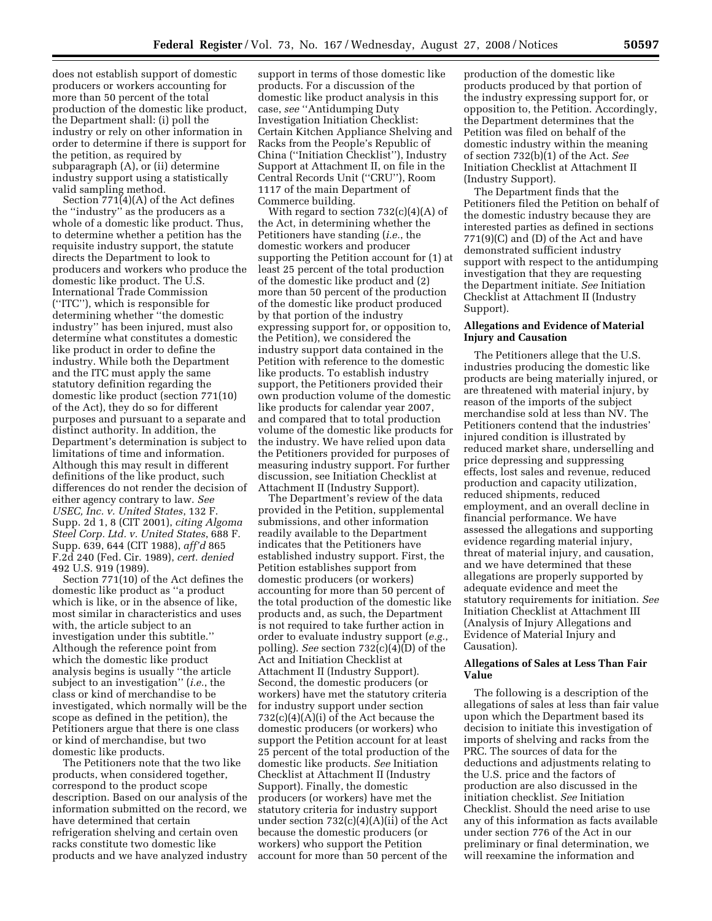does not establish support of domestic producers or workers accounting for more than 50 percent of the total production of the domestic like product, the Department shall: (i) poll the industry or rely on other information in order to determine if there is support for the petition, as required by subparagraph (A), or (ii) determine industry support using a statistically valid sampling method.

Section 771(4)(A) of the Act defines the ''industry'' as the producers as a whole of a domestic like product. Thus, to determine whether a petition has the requisite industry support, the statute directs the Department to look to producers and workers who produce the domestic like product. The U.S. International Trade Commission (''ITC''), which is responsible for determining whether ''the domestic industry'' has been injured, must also determine what constitutes a domestic like product in order to define the industry. While both the Department and the ITC must apply the same statutory definition regarding the domestic like product (section 771(10) of the Act), they do so for different purposes and pursuant to a separate and distinct authority. In addition, the Department's determination is subject to limitations of time and information. Although this may result in different definitions of the like product, such differences do not render the decision of either agency contrary to law. *See USEC, Inc. v. United States*, 132 F. Supp. 2d 1, 8 (CIT 2001), *citing Algoma Steel Corp. Ltd. v. United States*, 688 F. Supp. 639, 644 (CIT 1988), *aff'd* 865 F.2d 240 (Fed. Cir. 1989), *cert. denied* 492 U.S. 919 (1989).

Section 771(10) of the Act defines the domestic like product as ''a product which is like, or in the absence of like, most similar in characteristics and uses with, the article subject to an investigation under this subtitle.'' Although the reference point from which the domestic like product analysis begins is usually ''the article subject to an investigation'' (*i.e.*, the class or kind of merchandise to be investigated, which normally will be the scope as defined in the petition), the Petitioners argue that there is one class or kind of merchandise, but two domestic like products.

The Petitioners note that the two like products, when considered together, correspond to the product scope description. Based on our analysis of the information submitted on the record, we have determined that certain refrigeration shelving and certain oven racks constitute two domestic like products and we have analyzed industry support in terms of those domestic like products. For a discussion of the domestic like product analysis in this case, *see* ''Antidumping Duty Investigation Initiation Checklist: Certain Kitchen Appliance Shelving and Racks from the People's Republic of China (''Initiation Checklist''), Industry Support at Attachment II, on file in the Central Records Unit (''CRU''), Room 1117 of the main Department of Commerce building.

With regard to section 732(c)(4)(A) of the Act, in determining whether the Petitioners have standing (*i.e.*, the domestic workers and producer supporting the Petition account for (1) at least 25 percent of the total production of the domestic like product and (2) more than 50 percent of the production of the domestic like product produced by that portion of the industry expressing support for, or opposition to, the Petition), we considered the industry support data contained in the Petition with reference to the domestic like products. To establish industry support, the Petitioners provided their own production volume of the domestic like products for calendar year 2007, and compared that to total production volume of the domestic like products for the industry. We have relied upon data the Petitioners provided for purposes of measuring industry support. For further discussion, see Initiation Checklist at Attachment II (Industry Support).

The Department's review of the data provided in the Petition, supplemental submissions, and other information readily available to the Department indicates that the Petitioners have established industry support. First, the Petition establishes support from domestic producers (or workers) accounting for more than 50 percent of the total production of the domestic like products and, as such, the Department is not required to take further action in order to evaluate industry support (*e.g.*, polling). *See* section 732(c)(4)(D) of the Act and Initiation Checklist at Attachment II (Industry Support). Second, the domestic producers (or workers) have met the statutory criteria for industry support under section 732(c)(4)(A)(i) of the Act because the domestic producers (or workers) who support the Petition account for at least 25 percent of the total production of the domestic like products. *See* Initiation Checklist at Attachment II (Industry Support). Finally, the domestic producers (or workers) have met the statutory criteria for industry support under section 732(c)(4)(A)(ii) of the Act because the domestic producers (or workers) who support the Petition account for more than 50 percent of the production of the domestic like products produced by that portion of the industry expressing support for, or opposition to, the Petition. Accordingly, the Department determines that the Petition was filed on behalf of the domestic industry within the meaning of section 732(b)(1) of the Act. *See* Initiation Checklist at Attachment II (Industry Support).

The Department finds that the Petitioners filed the Petition on behalf of the domestic industry because they are interested parties as defined in sections 771(9)(C) and (D) of the Act and have demonstrated sufficient industry support with respect to the antidumping investigation that they are requesting the Department initiate. *See* Initiation Checklist at Attachment II (Industry Support).

**Allegations and Evidence of Material Injury and Causation**

The Petitioners allege that the U.S. industries producing the domestic like products are being materially injured, or are threatened with material injury, by reason of the imports of the subject merchandise sold at less than NV. The Petitioners contend that the industries' injured condition is illustrated by reduced market share, underselling and price depressing and suppressing effects, lost sales and revenue, reduced production and capacity utilization, reduced shipments, reduced employment, and an overall decline in financial performance. We have assessed the allegations and supporting evidence regarding material injury, threat of material injury, and causation, and we have determined that these allegations are properly supported by adequate evidence and meet the statutory requirements for initiation. *See* Initiation Checklist at Attachment III (Analysis of Injury Allegations and Evidence of Material Injury and Causation).

**Allegations of Sales at Less Than Fair Value**

The following is a description of the allegations of sales at less than fair value upon which the Department based its decision to initiate this investigation of imports of shelving and racks from the PRC. The sources of data for the deductions and adjustments relating to the U.S. price and the factors of production are also discussed in the initiation checklist. *See* Initiation Checklist. Should the need arise to use any of this information as facts available under section 776 of the Act in our preliminary or final determination, we will reexamine the information and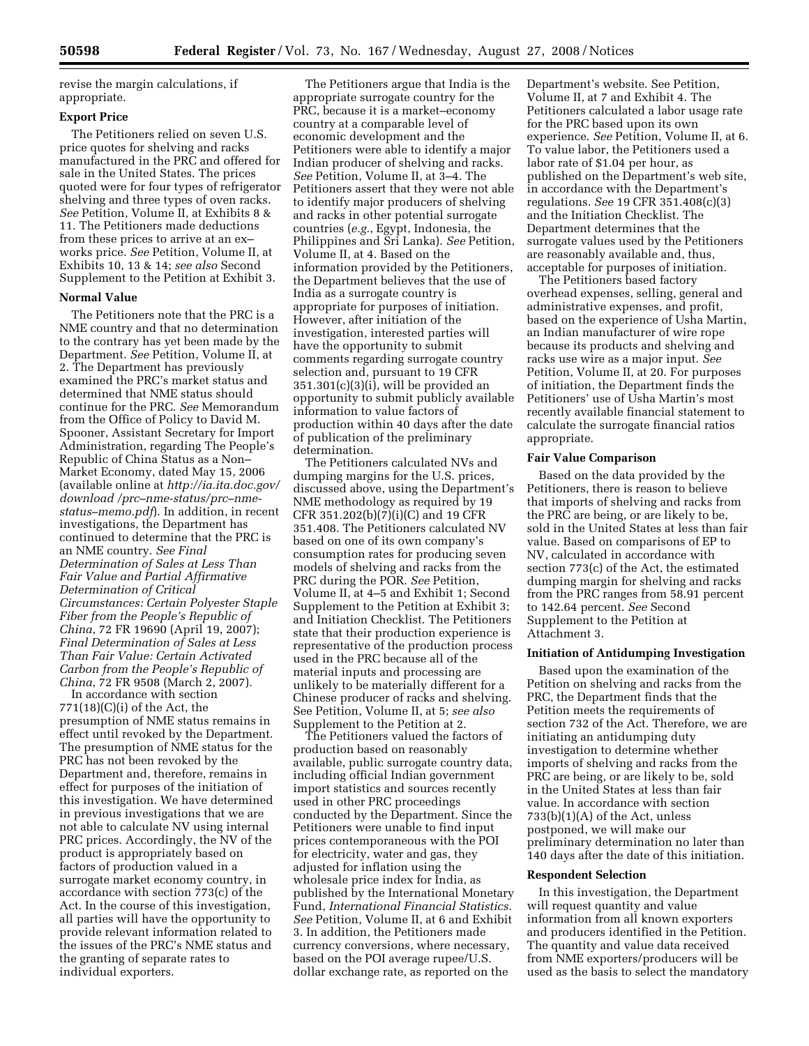revise the margin calculations, if appropriate.

**Export Price**

The Petitioners relied on seven U.S. price quotes for shelving and racks manufactured in the PRC and offered for sale in the United States. The prices quoted were for four types of refrigerator shelving and three types of oven racks. *See* Petition, Volume II, at Exhibits 8 & 11. The Petitioners made deductions from these prices to arrive at an ex–works price. *See* Petition, Volume II, at Exhibits 10, 13 & 14; *see also* Second Supplement to the Petition at Exhibit 3.

**Normal Value**

The Petitioners note that the PRC is a NME country and that no determination to the contrary has yet been made by the Department. *See* Petition, Volume II, at 2. The Department has previously examined the PRC's market status and determined that NME status should continue for the PRC. *See* Memorandum from the Office of Policy to David M. Spooner, Assistant Secretary for Import Administration, regarding The People's Republic of China Status as a Non–Market Economy, dated May 15, 2006 (available online at *http://ia.ita.doc.gov/download /prc–nme-status/prc–nme-status–memo.pdf*). In addition, in recent investigations, the Department has continued to determine that the PRC is an NME country. *See Final Determination of Sales at Less Than Fair Value and Partial Affirmative Determination of Critical Circumstances: Certain Polyester Staple Fiber from the People's Republic of China*, 72 FR 19690 (April 19, 2007); *Final Determination of Sales at Less Than Fair Value: Certain Activated Carbon from the People's Republic of China*, 72 FR 9508 (March 2, 2007).

In accordance with section 771(18)(C)(i) of the Act, the presumption of NME status remains in effect until revoked by the Department. The presumption of NME status for the PRC has not been revoked by the Department and, therefore, remains in effect for purposes of the initiation of this investigation. We have determined in previous investigations that we are not able to calculate NV using internal PRC prices. Accordingly, the NV of the product is appropriately based on factors of production valued in a surrogate market economy country, in accordance with section 773(c) of the Act. In the course of this investigation, all parties will have the opportunity to provide relevant information related to the issues of the PRC's NME status and the granting of separate rates to individual exporters.

The Petitioners argue that India is the appropriate surrogate country for the PRC, because it is a market–economy country at a comparable level of economic development and the Petitioners were able to identify a major Indian producer of shelving and racks. *See* Petition, Volume II, at 3–4. The Petitioners assert that they were not able to identify major producers of shelving and racks in other potential surrogate countries (*e.g.*, Egypt, Indonesia, the Philippines and Sri Lanka). *See* Petition, Volume II, at 4. Based on the information provided by the Petitioners, the Department believes that the use of India as a surrogate country is appropriate for purposes of initiation. However, after initiation of the investigation, interested parties will have the opportunity to submit comments regarding surrogate country selection and, pursuant to 19 CFR 351.301(c)(3)(i), will be provided an opportunity to submit publicly available information to value factors of production within 40 days after the date of publication of the preliminary determination.

The Petitioners calculated NVs and dumping margins for the U.S. prices, discussed above, using the Department's NME methodology as required by 19 CFR 351.202(b)(7)(i)(C) and 19 CFR 351.408. The Petitioners calculated NV based on one of its own company's consumption rates for producing seven models of shelving and racks from the PRC during the POR. *See* Petition, Volume II, at 4–5 and Exhibit 1; Second Supplement to the Petition at Exhibit 3; and Initiation Checklist. The Petitioners state that their production experience is representative of the production process used in the PRC because all of the material inputs and processing are unlikely to be materially different for a Chinese producer of racks and shelving. See Petition, Volume II, at 5; *see also* Supplement to the Petition at 2.

The Petitioners valued the factors of production based on reasonably available, public surrogate country data, including official Indian government import statistics and sources recently used in other PRC proceedings conducted by the Department. Since the Petitioners were unable to find input prices contemporaneous with the POI for electricity, water and gas, they adjusted for inflation using the wholesale price index for India, as published by the International Monetary Fund, *International Financial Statistics*. *See* Petition, Volume II, at 6 and Exhibit 3. In addition, the Petitioners made currency conversions, where necessary, based on the POI average rupee/U.S. dollar exchange rate, as reported on the Department's website. See Petition, Volume II, at 7 and Exhibit 4. The Petitioners calculated a labor usage rate for the PRC based upon its own experience. *See* Petition, Volume II, at 6. To value labor, the Petitioners used a labor rate of $1.04 per hour, as published on the Department's web site, in accordance with the Department's regulations. *See* 19 CFR 351.408(c)(3) and the Initiation Checklist. The Department determines that the surrogate values used by the Petitioners are reasonably available and, thus, acceptable for purposes of initiation.

The Petitioners based factory overhead expenses, selling, general and administrative expenses, and profit, based on the experience of Usha Martin, an Indian manufacturer of wire rope because its products and shelving and racks use wire as a major input. *See* Petition, Volume II, at 20. For purposes of initiation, the Department finds the Petitioners' use of Usha Martin's most recently available financial statement to calculate the surrogate financial ratios appropriate.

**Fair Value Comparison**

Based on the data provided by the Petitioners, there is reason to believe that imports of shelving and racks from the PRC are being, or are likely to be, sold in the United States at less than fair value. Based on comparisons of EP to NV, calculated in accordance with section 773(c) of the Act, the estimated dumping margin for shelving and racks from the PRC ranges from 58.91 percent to 142.64 percent. *See* Second Supplement to the Petition at Attachment 3.

**Initiation of Antidumping Investigation**

Based upon the examination of the Petition on shelving and racks from the PRC, the Department finds that the Petition meets the requirements of section 732 of the Act. Therefore, we are initiating an antidumping duty investigation to determine whether imports of shelving and racks from the PRC are being, or are likely to be, sold in the United States at less than fair value. In accordance with section 733(b)(1)(A) of the Act, unless postponed, we will make our preliminary determination no later than 140 days after the date of this initiation.

**Respondent Selection**

In this investigation, the Department will request quantity and value information from all known exporters and producers identified in the Petition. The quantity and value data received from NME exporters/producers will be used as the basis to select the mandatory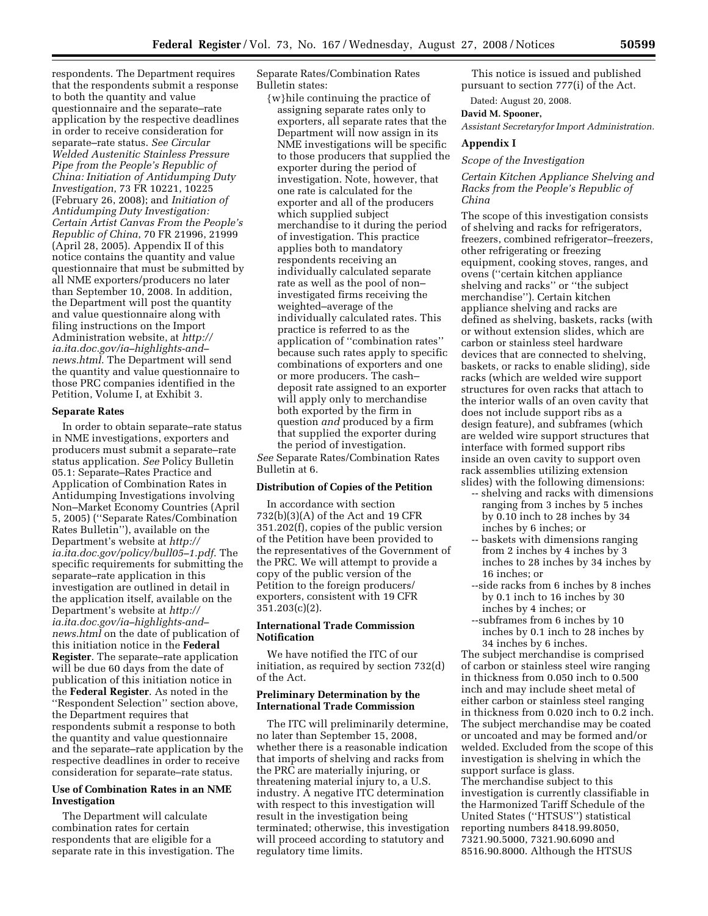respondents. The Department requires that the respondents submit a response to both the quantity and value questionnaire and the separate–rate application by the respective deadlines in order to receive consideration for separate–rate status. *See Circular Welded Austenitic Stainless Pressure Pipe from the People's Republic of China: Initiation of Antidumping Duty Investigation*, 73 FR 10221, 10225 (February 26, 2008); and *Initiation of Antidumping Duty Investigation: Certain Artist Canvas From the People's Republic of China*, 70 FR 21996, 21999 (April 28, 2005). Appendix II of this notice contains the quantity and value questionnaire that must be submitted by all NME exporters/producers no later than September 10, 2008. In addition, the Department will post the quantity and value questionnaire along with filing instructions on the Import Administration website, at *http://ia.ita.doc.gov/ia–highlights-and–news.html*. The Department will send the quantity and value questionnaire to those PRC companies identified in the Petition, Volume I, at Exhibit 3.

## Separate Rates

In order to obtain separate–rate status in NME investigations, exporters and producers must submit a separate–rate status application. *See* Policy Bulletin 05.1: Separate–Rates Practice and Application of Combination Rates in Antidumping Investigations involving Non–Market Economy Countries (April 5, 2005) (''Separate Rates/Combination Rates Bulletin''), available on the Department's website at *http://ia.ita.doc.gov/policy/bull05–1.pdf*. The specific requirements for submitting the separate–rate application in this investigation are outlined in detail in the application itself, available on the Department's website at *http://ia.ita.doc.gov/ia–highlights-and–news.html* on the date of publication of this initiation notice in the **Federal Register**. The separate–rate application will be due 60 days from the date of publication of this initiation notice in the **Federal Register**. As noted in the ''Respondent Selection'' section above, the Department requires that respondents submit a response to both the quantity and value questionnaire and the separate–rate application by the respective deadlines in order to receive consideration for separate–rate status.

## Use of Combination Rates in an NME Investigation

The Department will calculate combination rates for certain respondents that are eligible for a separate rate in this investigation. The Separate Rates/Combination Rates Bulletin states:

> {w}hile continuing the practice of assigning separate rates only to exporters, all separate rates that the Department will now assign in its NME investigations will be specific to those producers that supplied the exporter during the period of investigation. Note, however, that one rate is calculated for the exporter and all of the producers which supplied subject merchandise to it during the period of investigation. This practice applies both to mandatory respondents receiving an individually calculated separate rate as well as the pool of non–investigated firms receiving the weighted–average of the individually calculated rates. This practice is referred to as the application of ''combination rates'' because such rates apply to specific combinations of exporters and one or more producers. The cash–deposit rate assigned to an exporter will apply only to merchandise both exported by the firm in question *and* produced by a firm that supplied the exporter during the period of investigation.

*See* Separate Rates/Combination Rates Bulletin at 6.

## Distribution of Copies of the Petition

In accordance with section 732(b)(3)(A) of the Act and 19 CFR 351.202(f), copies of the public version of the Petition have been provided to the representatives of the Government of the PRC. We will attempt to provide a copy of the public version of the Petition to the foreign producers/exporters, consistent with 19 CFR 351.203(c)(2).

## International Trade Commission Notification

We have notified the ITC of our initiation, as required by section 732(d) of the Act.

## Preliminary Determination by the International Trade Commission

The ITC will preliminarily determine, no later than September 15, 2008, whether there is a reasonable indication that imports of shelving and racks from the PRC are materially injuring, or threatening material injury to, a U.S. industry. A negative ITC determination with respect to this investigation will result in the investigation being terminated; otherwise, this investigation will proceed according to statutory and regulatory time limits.

This notice is issued and published pursuant to section 777(i) of the Act.

Dated: August 20, 2008.

**David M. Spooner,**

*Assistant Secretaryfor Import Administration.*

## Appendix I

*Scope of the Investigation*

*Certain Kitchen Appliance Shelving and Racks from the People's Republic of China*

The scope of this investigation consists of shelving and racks for refrigerators, freezers, combined refrigerator–freezers, other refrigerating or freezing equipment, cooking stoves, ranges, and ovens (''certain kitchen appliance shelving and racks'' or ''the subject merchandise''). Certain kitchen appliance shelving and racks are defined as shelving, baskets, racks (with or without extension slides, which are carbon or stainless steel hardware devices that are connected to shelving, baskets, or racks to enable sliding), side racks (which are welded wire support structures for oven racks that attach to the interior walls of an oven cavity that does not include support ribs as a design feature), and subframes (which are welded wire support structures that interface with formed support ribs inside an oven cavity to support oven rack assemblies utilizing extension slides) with the following dimensions:

- shelving and racks with dimensions ranging from 3 inches by 5 inches by 0.10 inch to 28 inches by 34 inches by 6 inches; or
- baskets with dimensions ranging from 2 inches by 4 inches by 3 inches to 28 inches by 34 inches by 16 inches; or
- side racks from 6 inches by 8 inches by 0.1 inch to 16 inches by 30 inches by 4 inches; or
- subframes from 6 inches by 10 inches by 0.1 inch to 28 inches by 34 inches by 6 inches.

The subject merchandise is comprised of carbon or stainless steel wire ranging in thickness from 0.050 inch to 0.500 inch and may include sheet metal of either carbon or stainless steel ranging in thickness from 0.020 inch to 0.2 inch. The subject merchandise may be coated or uncoated and may be formed and/or welded. Excluded from the scope of this investigation is shelving in which the support surface is glass.

The merchandise subject to this investigation is currently classifiable in the Harmonized Tariff Schedule of the United States (''HTSUS'') statistical reporting numbers 8418.99.8050, 7321.90.5000, 7321.90.6090 and 8516.90.8000. Although the HTSUS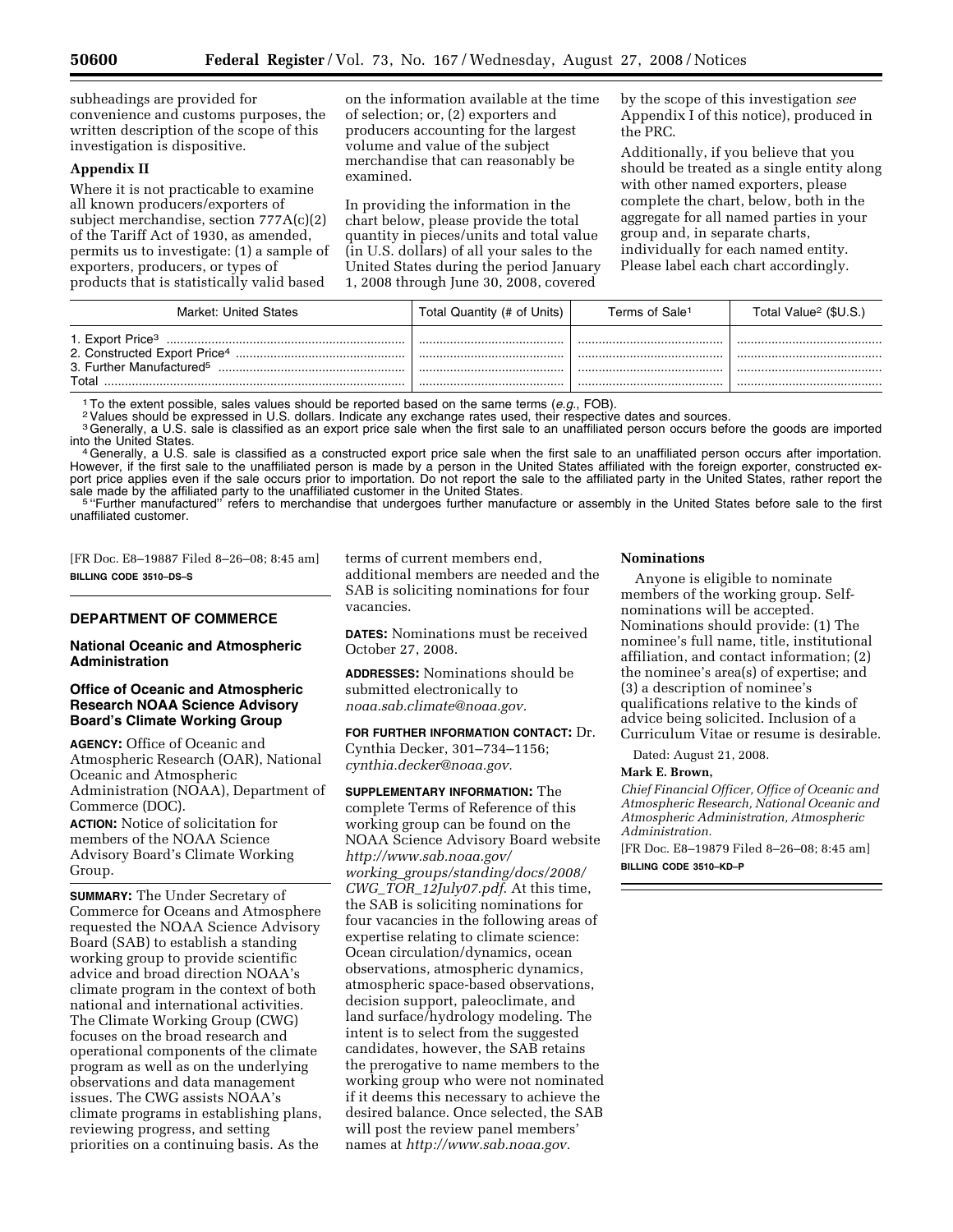subheadings are provided for convenience and customs purposes, the written description of the scope of this investigation is dispositive.

### Appendix II

Where it is not practicable to examine all known producers/exporters of subject merchandise, section 777A(c)(2) of the Tariff Act of 1930, as amended, permits us to investigate: (1) a sample of exporters, producers, or types of products that is statistically valid based on the information available at the time of selection; or, (2) exporters and producers accounting for the largest volume and value of the subject merchandise that can reasonably be examined.

In providing the information in the chart below, please provide the total quantity in pieces/units and total value (in U.S. dollars) of all your sales to the United States during the period January 1, 2008 through June 30, 2008, covered by the scope of this investigation *see* Appendix I of this notice), produced in the PRC.

Additionally, if you believe that you should be treated as a single entity along with other named exporters, please complete the chart, below, both in the aggregate for all named parties in your group and, in separate charts, individually for each named entity. Please label each chart accordingly.

| Market: United States | Total Quantity (# of Units) | Terms of Sale[1] | Total Value[2] ($U.S.) |
|---|---|---|---|
| 1. Export Price[3] | .......... | .......... | .......... |
| 2. Constructed Export Price[4] | .......... | .......... | .......... |
| 3. Further Manufactured[5] | .......... | .......... | .......... |
| Total | .......... | .......... | .......... |

[1] To the extent possible, sales values should be reported based on the same terms (*e.g.*, FOB).

[2] Values should be expressed in U.S. dollars. Indicate any exchange rates used, their respective dates and sources.

[3] Generally, a U.S. sale is classified as an export price sale when the first sale to an unaffiliated person occurs before the goods are imported into the United States.

[4] Generally, a U.S. sale is classified as a constructed export price sale when the first sale to an unaffiliated person occurs after importation. However, if the first sale to the unaffiliated person is made by a person in the United States affiliated with the foreign exporter, constructed export price applies even if the sale occurs prior to importation. Do not report the sale to the affiliated party in the United States, rather report the sale made by the affiliated party to the unaffiliated customer in the United States.

[5] "Further manufactured" refers to merchandise that undergoes further manufacture or assembly in the United States before sale to the first unaffiliated customer.

[FR Doc. E8–19887 Filed 8–26–08; 8:45 am]

**BILLING CODE 3510–DS–S**

## DEPARTMENT OF COMMERCE

### National Oceanic and Atmospheric Administration

### Office of Oceanic and Atmospheric Research NOAA Science Advisory Board's Climate Working Group

**AGENCY:** Office of Oceanic and Atmospheric Research (OAR), National Oceanic and Atmospheric Administration (NOAA), Department of Commerce (DOC).

**ACTION:** Notice of solicitation for members of the NOAA Science Advisory Board's Climate Working Group.

**SUMMARY:** The Under Secretary of Commerce for Oceans and Atmosphere requested the NOAA Science Advisory Board (SAB) to establish a standing working group to provide scientific advice and broad direction NOAA's climate program in the context of both national and international activities. The Climate Working Group (CWG) focuses on the broad research and operational components of the climate program as well as on the underlying observations and data management issues. The CWG assists NOAA's climate programs in establishing plans, reviewing progress, and setting priorities on a continuing basis. As the terms of current members end, additional members are needed and the SAB is soliciting nominations for four vacancies.

**DATES:** Nominations must be received October 27, 2008.

**ADDRESSES:** Nominations should be submitted electronically to *noaa.sab.climate@noaa.gov.*

**FOR FURTHER INFORMATION CONTACT:** Dr. Cynthia Decker, 301–734–1156; *cynthia.decker@noaa.gov.*

**SUPPLEMENTARY INFORMATION:** The complete Terms of Reference of this working group can be found on the NOAA Science Advisory Board website *http://www.sab.noaa.gov/working_groups/standing/docs/2008/CWG_TOR_12July07.pdf*. At this time, the SAB is soliciting nominations for four vacancies in the following areas of expertise relating to climate science: Ocean circulation/dynamics, ocean observations, atmospheric dynamics, atmospheric space-based observations, decision support, paleoclimate, and land surface/hydrology modeling. The intent is to select from the suggested candidates, however, the SAB retains the prerogative to name members to the working group who were not nominated if it deems this necessary to achieve the desired balance. Once selected, the SAB will post the review panel members' names at *http://www.sab.noaa.gov.*

#### Nominations

Anyone is eligible to nominate members of the working group. Self-nominations will be accepted. Nominations should provide: (1) The nominee's full name, title, institutional affiliation, and contact information; (2) the nominee's area(s) of expertise; and (3) a description of nominee's qualifications relative to the kinds of advice being solicited. Inclusion of a Curriculum Vitae or resume is desirable.

Dated: August 21, 2008.

**Mark E. Brown,**

*Chief Financial Officer, Office of Oceanic and Atmospheric Research, National Oceanic and Atmospheric Administration, Atmospheric Administration.*

[FR Doc. E8–19879 Filed 8–26–08; 8:45 am]

**BILLING CODE 3510–KD–P**